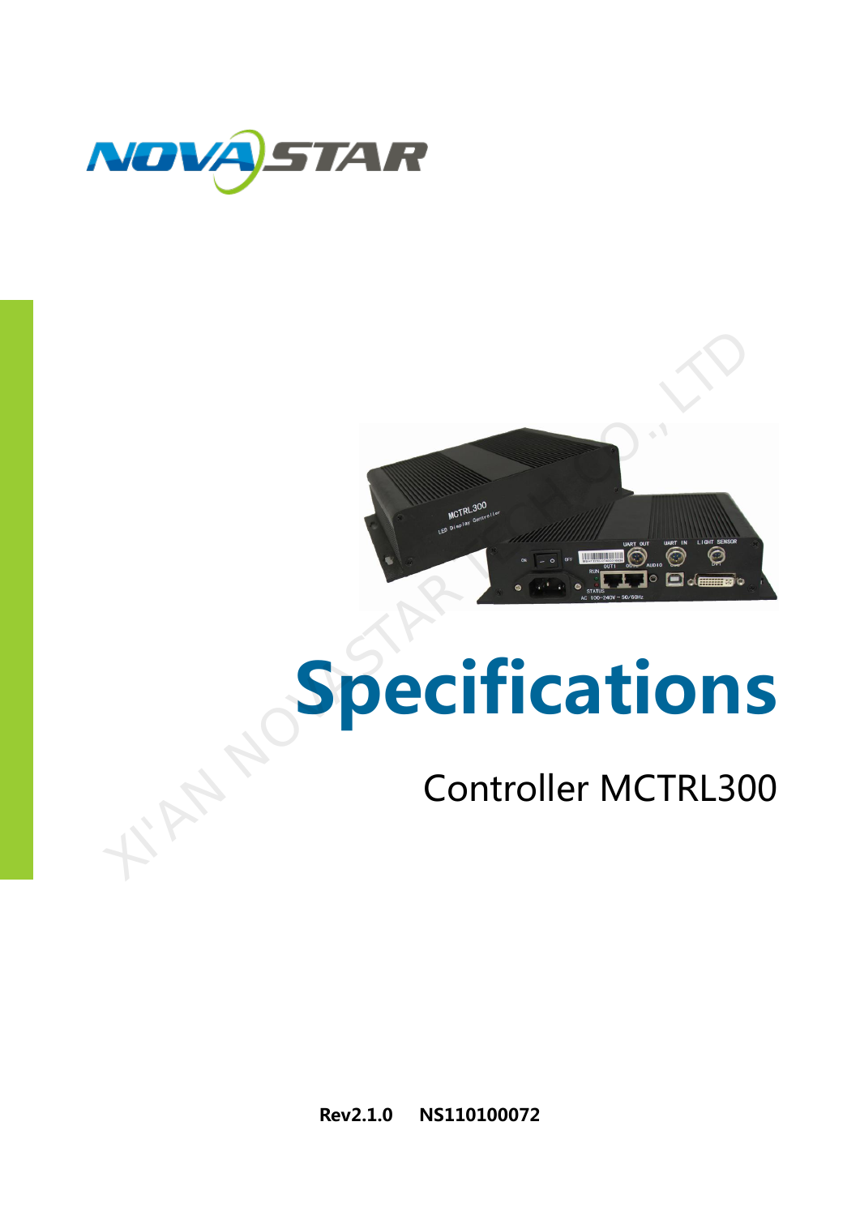# Specifications

## Controller MCTRL300

**Rev2.1.0 NS110100072**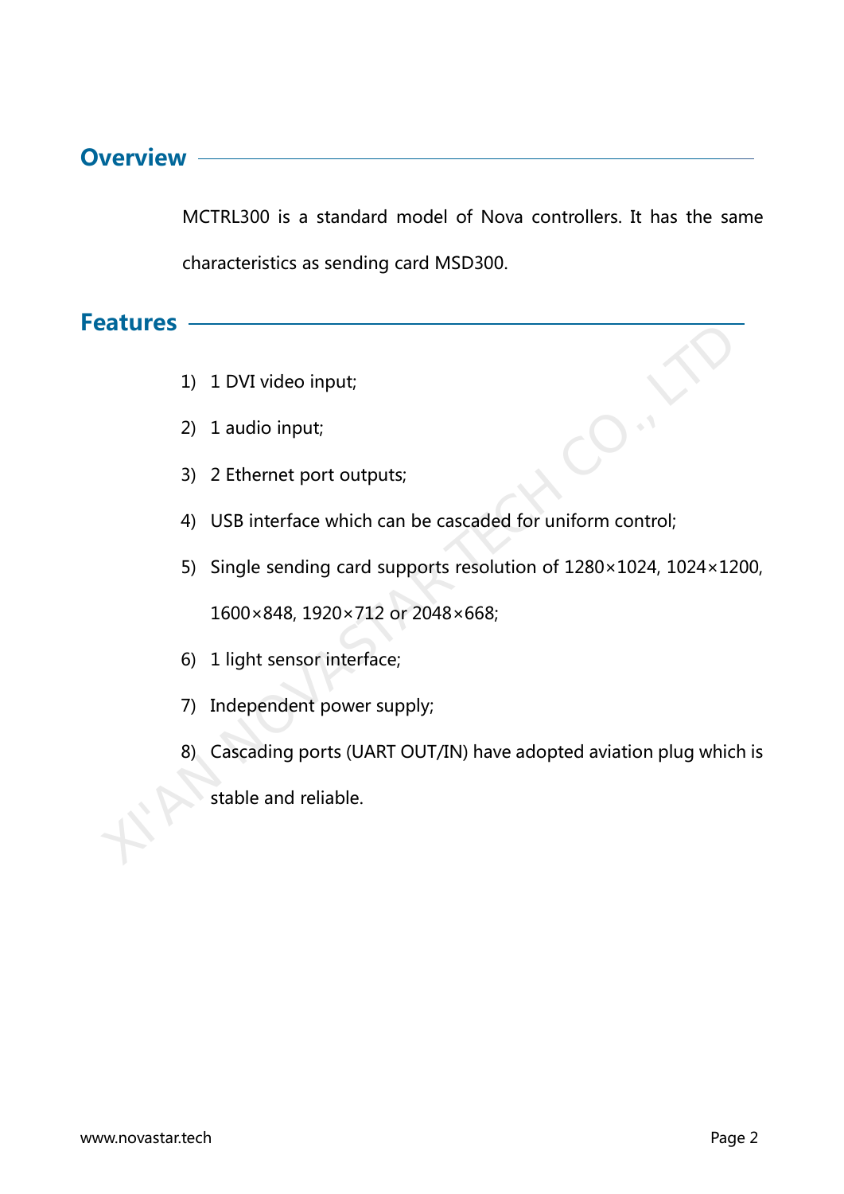## Overview

MCTRL300 is a standard model of Nova controllers. It has the same characteristics as sending card MSD300.

## Features

1) 1 DVI video input;
2) 1 audio input;
3) 2 Ethernet port outputs;
4) USB interface which can be cascaded for uniform control;
5) Single sending card supports resolution of 1280×1024, 1024×1200, 1600×848, 1920×712 or 2048×668;
6) 1 light sensor interface;
7) Independent power supply;
8) Cascading ports (UART OUT/IN) have adopted aviation plug which is stable and reliable.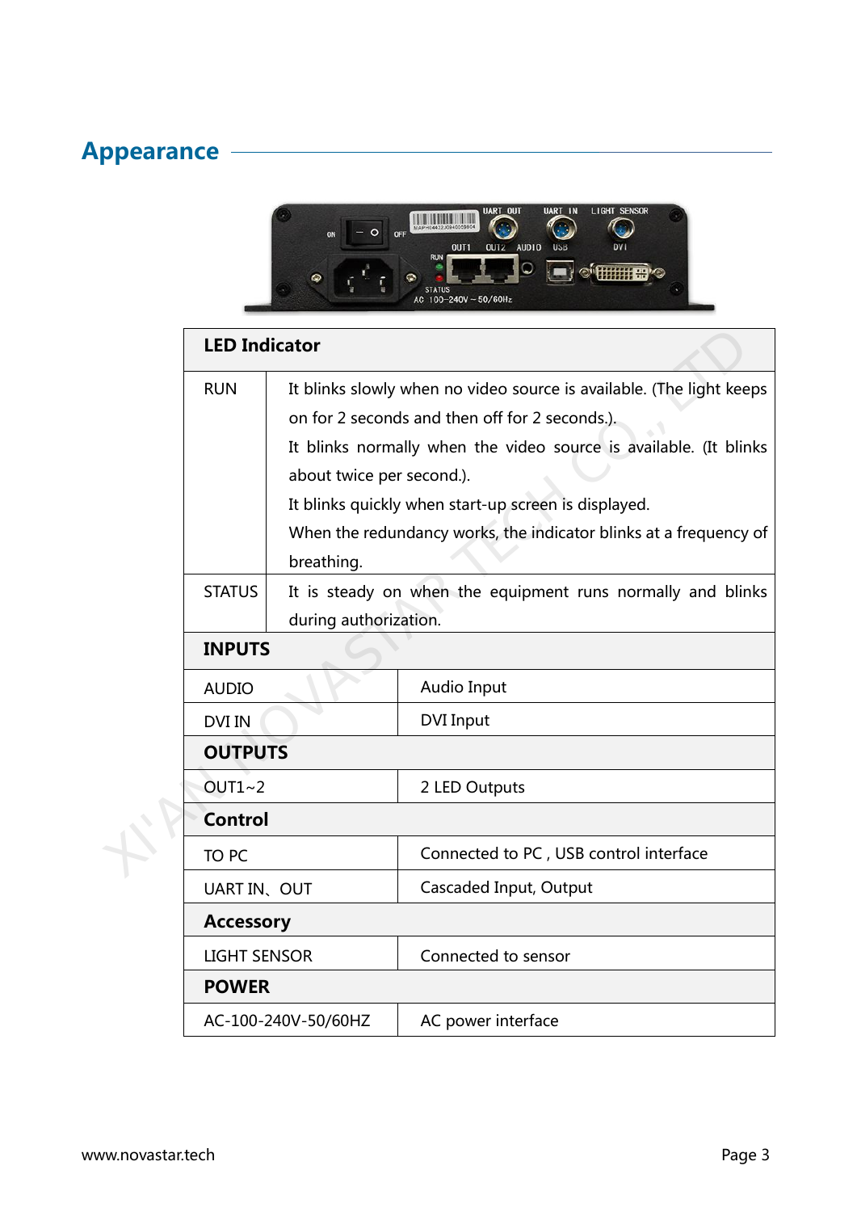## Appearance

| LED Indicator | |
|---|---|
| RUN | It blinks slowly when no video source is available. (The light keeps on for 2 seconds and then off for 2 seconds.).<br>It blinks normally when the video source is available. (It blinks about twice per second.).<br>It blinks quickly when start-up screen is displayed.<br>When the redundancy works, the indicator blinks at a frequency of breathing. |
| STATUS | It is steady on when the equipment runs normally and blinks during authorization. |
| **INPUTS** | |
| AUDIO | Audio Input |
| DVI IN | DVI Input |
| **OUTPUTS** | |
| OUT1~2 | 2 LED Outputs |
| **Control** | |
| TO PC | Connected to PC , USB control interface |
| UART IN、OUT | Cascaded Input, Output |
| **Accessory** | |
| LIGHT SENSOR | Connected to sensor |
| **POWER** | |
| AC-100-240V-50/60HZ | AC power interface |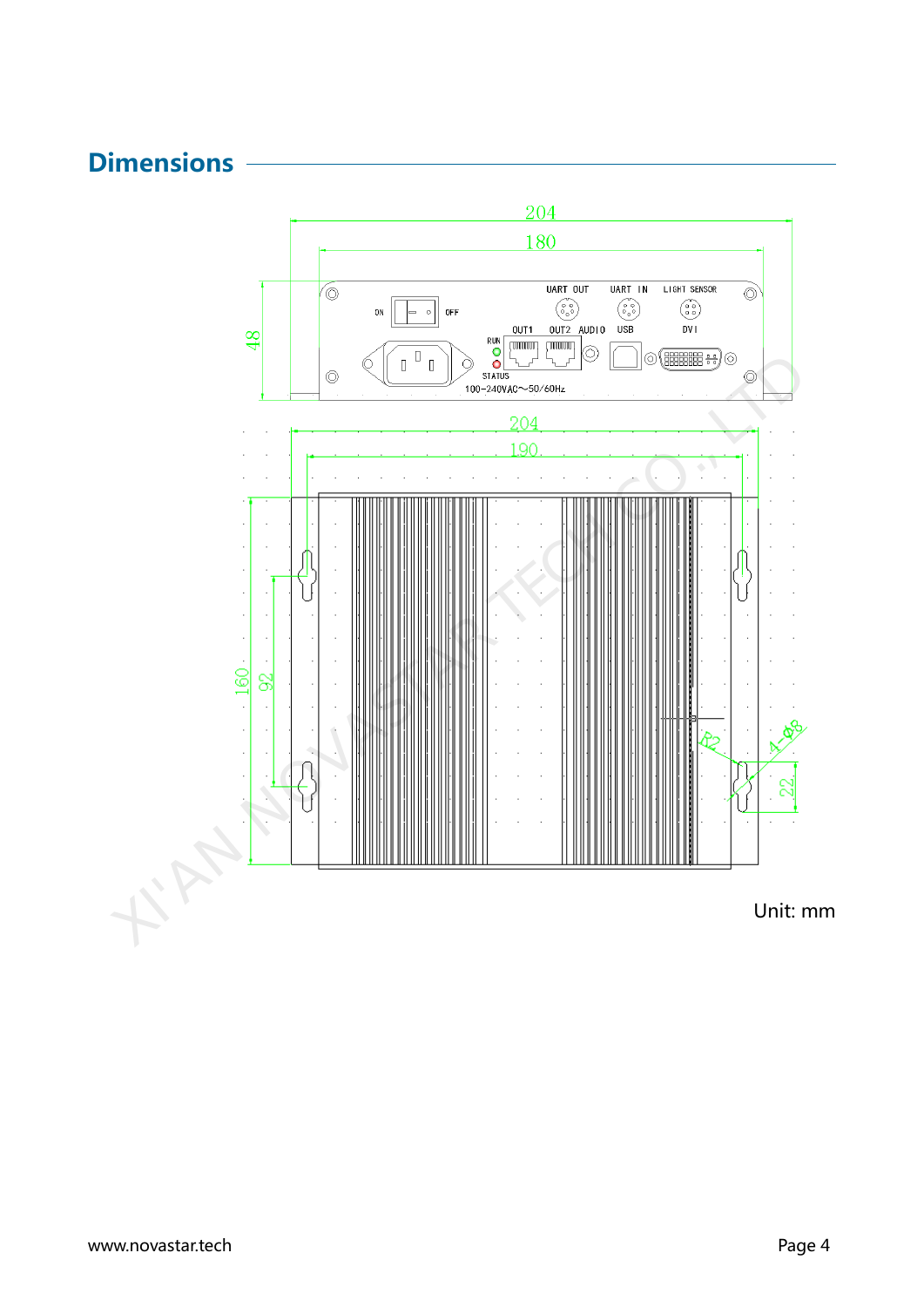# Dimensions

Unit: mm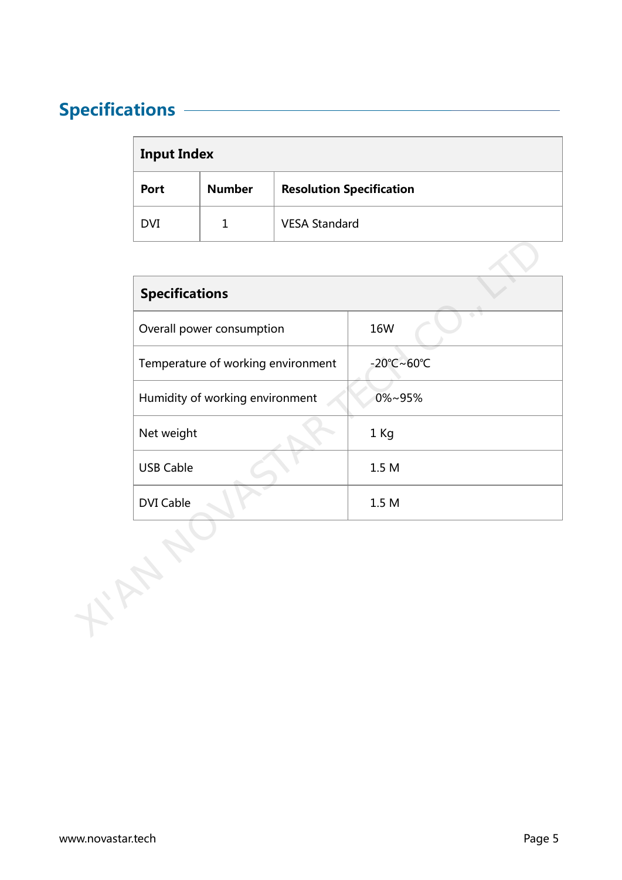## Specifications

| Input Index | | |
|---|---|---|
| **Port** | **Number** | **Resolution Specification** |
| DVI | 1 | VESA Standard |

| Specifications | |
|---|---|
| Overall power consumption | 16W |
| Temperature of working environment | -20℃~60℃ |
| Humidity of working environment | 0%~95% |
| Net weight | 1 Kg |
| USB Cable | 1.5 M |
| DVI Cable | 1.5 M |